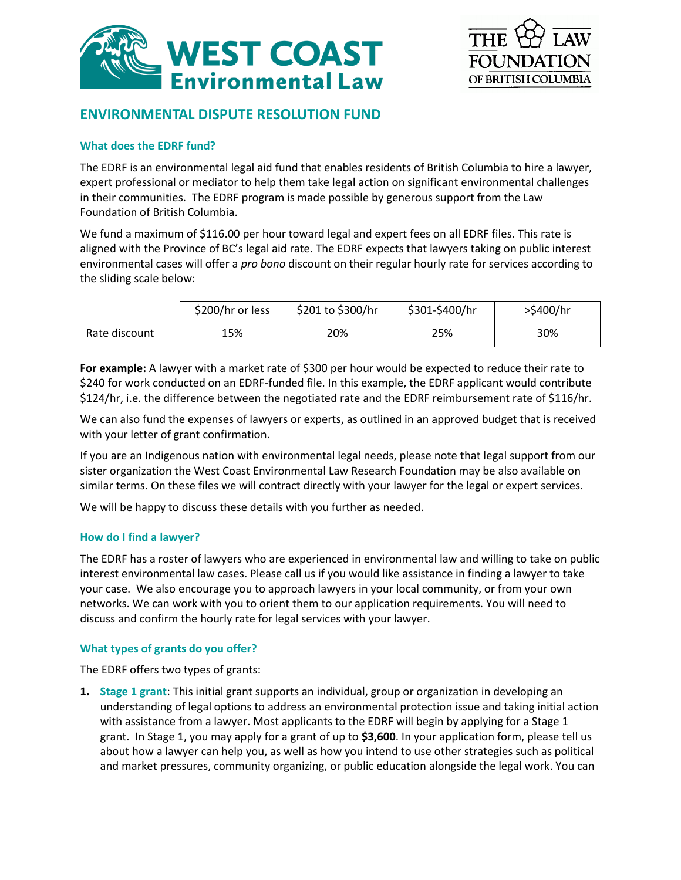# ENVIRONMENTAL DISPUTE RESOLUTION FUND

## What does the EDRF fund?

The EDRF is an environmental legal aid fund that enables residents of British Columbia to hire a lawyer, expert professional or mediator to help them take legal action on significant environmental challenges in their communities. The EDRF program is made possible by generous support from the Law Foundation of British Columbia.

We fund a maximum of $116.00 per hour toward legal and expert fees on all EDRF files. This rate is aligned with the Province of BC's legal aid rate. The EDRF expects that lawyers taking on public interest environmental cases will offer a *pro bono* discount on their regular hourly rate for services according to the sliding scale below:

| | $200/hr or less | $201 to $300/hr | $301-$400/hr | >$400/hr |
|---|---|---|---|---|
| Rate discount | 15% | 20% | 25% | 30% |

**For example:** A lawyer with a market rate of $300 per hour would be expected to reduce their rate to $240 for work conducted on an EDRF-funded file. In this example, the EDRF applicant would contribute $124/hr, i.e. the difference between the negotiated rate and the EDRF reimbursement rate of $116/hr.

We can also fund the expenses of lawyers or experts, as outlined in an approved budget that is received with your letter of grant confirmation.

If you are an Indigenous nation with environmental legal needs, please note that legal support from our sister organization the West Coast Environmental Law Research Foundation may be also available on similar terms. On these files we will contract directly with your lawyer for the legal or expert services.

We will be happy to discuss these details with you further as needed.

## How do I find a lawyer?

The EDRF has a roster of lawyers who are experienced in environmental law and willing to take on public interest environmental law cases. Please call us if you would like assistance in finding a lawyer to take your case. We also encourage you to approach lawyers in your local community, or from your own networks. We can work with you to orient them to our application requirements. You will need to discuss and confirm the hourly rate for legal services with your lawyer.

## What types of grants do you offer?

The EDRF offers two types of grants:

1. **Stage 1 grant**: This initial grant supports an individual, group or organization in developing an understanding of legal options to address an environmental protection issue and taking initial action with assistance from a lawyer. Most applicants to the EDRF will begin by applying for a Stage 1 grant. In Stage 1, you may apply for a grant of up to **$3,600**. In your application form, please tell us about how a lawyer can help you, as well as how you intend to use other strategies such as political and market pressures, community organizing, or public education alongside the legal work. You can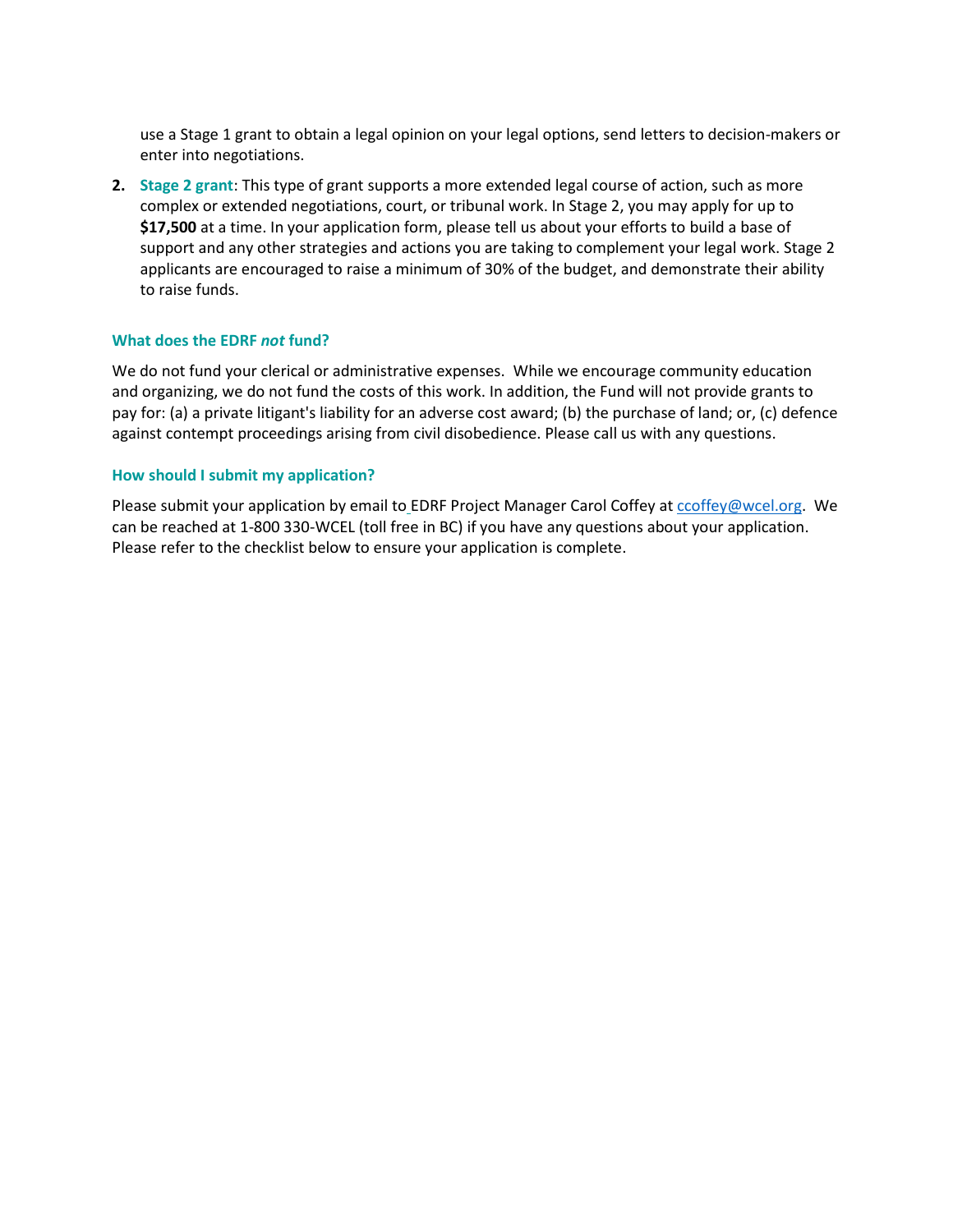use a Stage 1 grant to obtain a legal opinion on your legal options, send letters to decision-makers or enter into negotiations.

2. **Stage 2 grant**: This type of grant supports a more extended legal course of action, such as more complex or extended negotiations, court, or tribunal work. In Stage 2, you may apply for up to **$17,500** at a time. In your application form, please tell us about your efforts to build a base of support and any other strategies and actions you are taking to complement your legal work. Stage 2 applicants are encouraged to raise a minimum of 30% of the budget, and demonstrate their ability to raise funds.

### What does the EDRF *not* fund?

We do not fund your clerical or administrative expenses. While we encourage community education and organizing, we do not fund the costs of this work. In addition, the Fund will not provide grants to pay for: (a) a private litigant's liability for an adverse cost award; (b) the purchase of land; or, (c) defence against contempt proceedings arising from civil disobedience. Please call us with any questions.

### How should I submit my application?

Please submit your application by email to EDRF Project Manager Carol Coffey at [ccoffey@wcel.org](mailto:ccoffey@wcel.org). We can be reached at 1-800 330-WCEL (toll free in BC) if you have any questions about your application. Please refer to the checklist below to ensure your application is complete.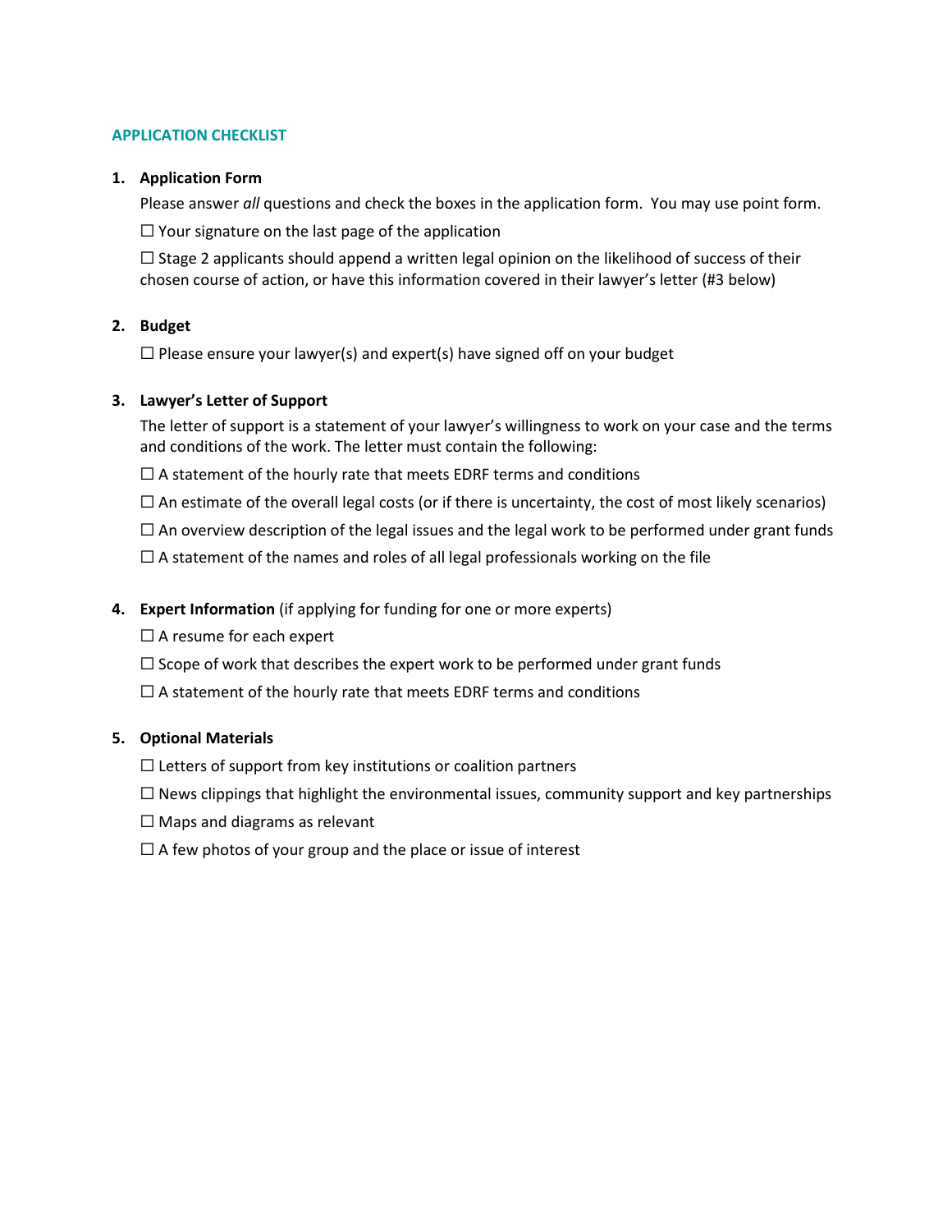## APPLICATION CHECKLIST

1. **Application Form**

   Please answer *all* questions and check the boxes in the application form. You may use point form.

   ☐ Your signature on the last page of the application

   ☐ Stage 2 applicants should append a written legal opinion on the likelihood of success of their chosen course of action, or have this information covered in their lawyer's letter (#3 below)

2. **Budget**

   ☐ Please ensure your lawyer(s) and expert(s) have signed off on your budget

3. **Lawyer's Letter of Support**

   The letter of support is a statement of your lawyer's willingness to work on your case and the terms and conditions of the work. The letter must contain the following:

   ☐ A statement of the hourly rate that meets EDRF terms and conditions

   ☐ An estimate of the overall legal costs (or if there is uncertainty, the cost of most likely scenarios)

   ☐ An overview description of the legal issues and the legal work to be performed under grant funds

   ☐ A statement of the names and roles of all legal professionals working on the file

4. **Expert Information** (if applying for funding for one or more experts)

   ☐ A resume for each expert

   ☐ Scope of work that describes the expert work to be performed under grant funds

   ☐ A statement of the hourly rate that meets EDRF terms and conditions

5. **Optional Materials**

   ☐ Letters of support from key institutions or coalition partners

   ☐ News clippings that highlight the environmental issues, community support and key partnerships

   ☐ Maps and diagrams as relevant

   ☐ A few photos of your group and the place or issue of interest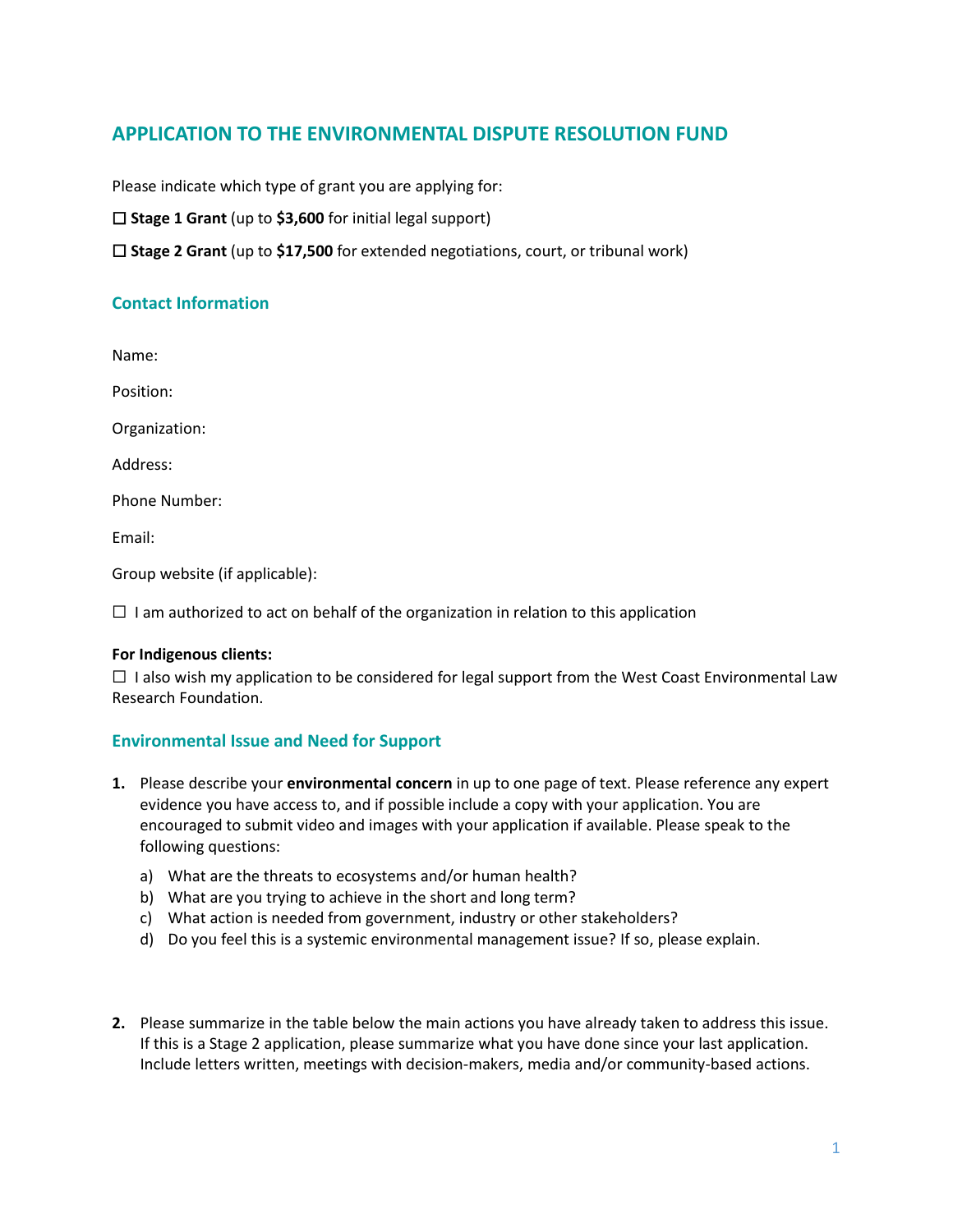## APPLICATION TO THE ENVIRONMENTAL DISPUTE RESOLUTION FUND

Please indicate which type of grant you are applying for:

☐ **Stage 1 Grant** (up to **$3,600** for initial legal support)

☐ **Stage 2 Grant** (up to **$17,500** for extended negotiations, court, or tribunal work)

### Contact Information

Name:

Position:

Organization:

Address:

Phone Number:

Email:

Group website (if applicable):

☐ I am authorized to act on behalf of the organization in relation to this application

**For Indigenous clients:**

☐ I also wish my application to be considered for legal support from the West Coast Environmental Law Research Foundation.

### Environmental Issue and Need for Support

1. Please describe your **environmental concern** in up to one page of text. Please reference any expert evidence you have access to, and if possible include a copy with your application. You are encouraged to submit video and images with your application if available. Please speak to the following questions:

   a) What are the threats to ecosystems and/or human health?

   b) What are you trying to achieve in the short and long term?

   c) What action is needed from government, industry or other stakeholders?

   d) Do you feel this is a systemic environmental management issue? If so, please explain.

2. Please summarize in the table below the main actions you have already taken to address this issue. If this is a Stage 2 application, please summarize what you have done since your last application. Include letters written, meetings with decision-makers, media and/or community-based actions.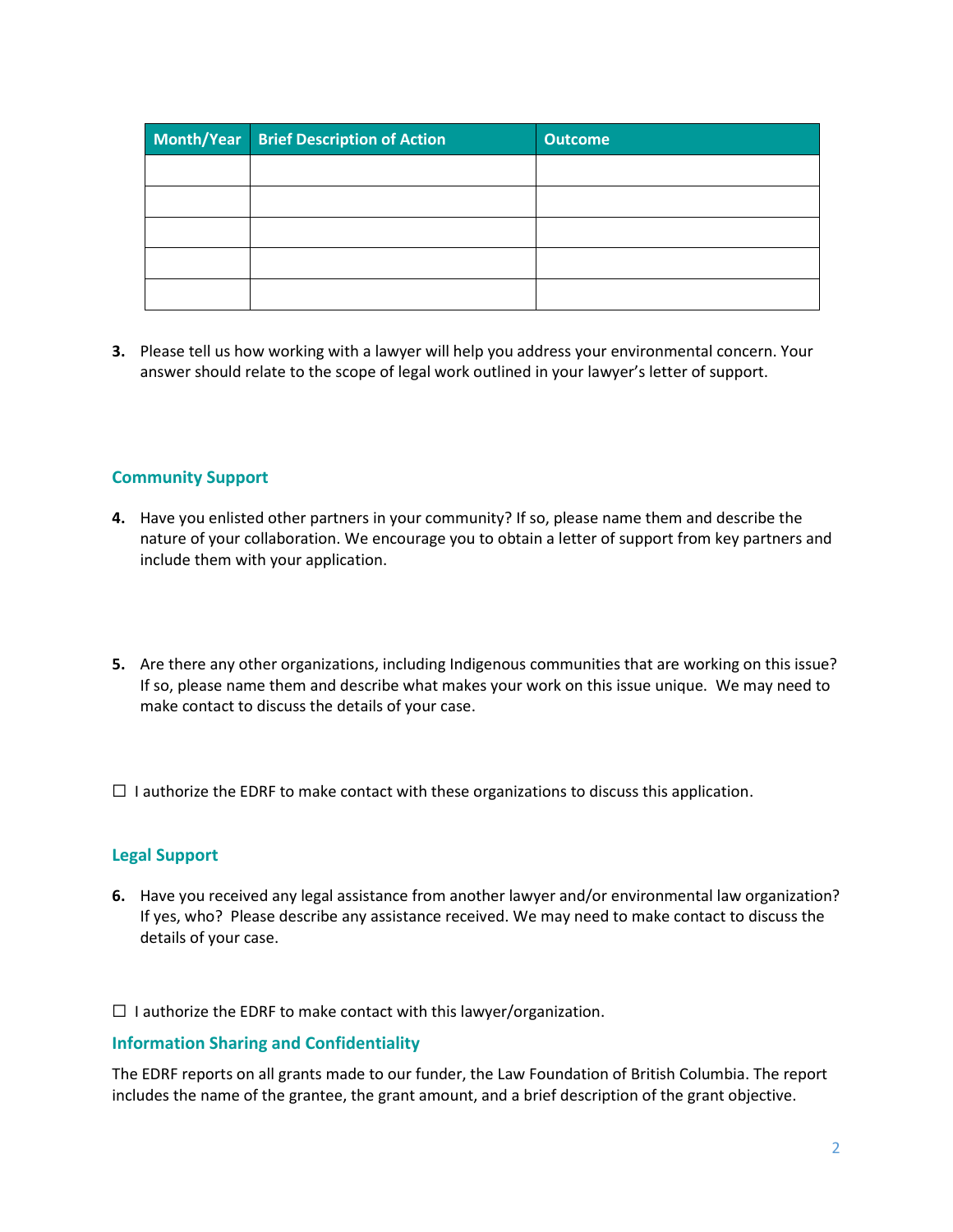| Month/Year | Brief Description of Action | Outcome |
|---|---|---|
| | | |
| | | |
| | | |
| | | |
| | | |

**3.** Please tell us how working with a lawyer will help you address your environmental concern. Your answer should relate to the scope of legal work outlined in your lawyer's letter of support.

## Community Support

**4.** Have you enlisted other partners in your community? If so, please name them and describe the nature of your collaboration. We encourage you to obtain a letter of support from key partners and include them with your application.

**5.** Are there any other organizations, including Indigenous communities that are working on this issue? If so, please name them and describe what makes your work on this issue unique. We may need to make contact to discuss the details of your case.

☐ I authorize the EDRF to make contact with these organizations to discuss this application.

## Legal Support

**6.** Have you received any legal assistance from another lawyer and/or environmental law organization? If yes, who? Please describe any assistance received. We may need to make contact to discuss the details of your case.

☐ I authorize the EDRF to make contact with this lawyer/organization.

## Information Sharing and Confidentiality

The EDRF reports on all grants made to our funder, the Law Foundation of British Columbia. The report includes the name of the grantee, the grant amount, and a brief description of the grant objective.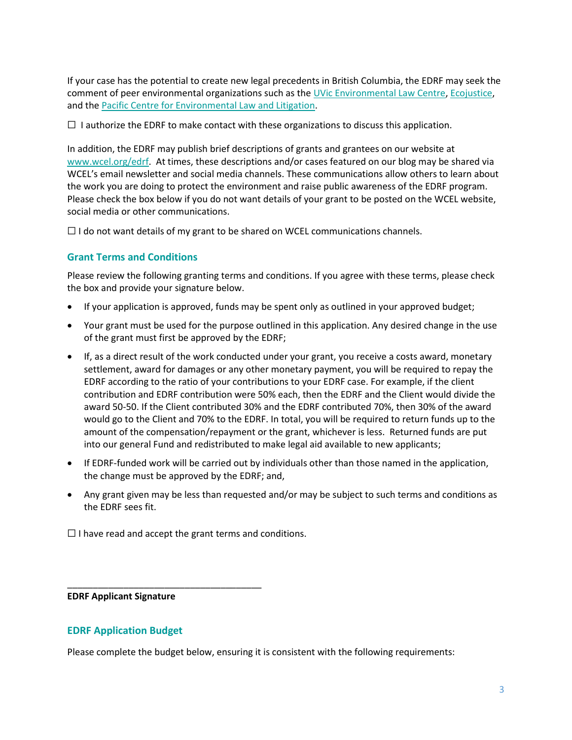If your case has the potential to create new legal precedents in British Columbia, the EDRF may seek the comment of peer environmental organizations such as the [UVic Environmental Law Centre](), [Ecojustice](), and the [Pacific Centre for Environmental Law and Litigation]().

☐ I authorize the EDRF to make contact with these organizations to discuss this application.

In addition, the EDRF may publish brief descriptions of grants and grantees on our website at [www.wcel.org/edrf](www.wcel.org/edrf). At times, these descriptions and/or cases featured on our blog may be shared via WCEL's email newsletter and social media channels. These communications allow others to learn about the work you are doing to protect the environment and raise public awareness of the EDRF program. Please check the box below if you do not want details of your grant to be posted on the WCEL website, social media or other communications.

☐ I do not want details of my grant to be shared on WCEL communications channels.

## Grant Terms and Conditions

Please review the following granting terms and conditions. If you agree with these terms, please check the box and provide your signature below.

- If your application is approved, funds may be spent only as outlined in your approved budget;
- Your grant must be used for the purpose outlined in this application. Any desired change in the use of the grant must first be approved by the EDRF;
- If, as a direct result of the work conducted under your grant, you receive a costs award, monetary settlement, award for damages or any other monetary payment, you will be required to repay the EDRF according to the ratio of your contributions to your EDRF case. For example, if the client contribution and EDRF contribution were 50% each, then the EDRF and the Client would divide the award 50-50. If the Client contributed 30% and the EDRF contributed 70%, then 30% of the award would go to the Client and 70% to the EDRF. In total, you will be required to return funds up to the amount of the compensation/repayment or the grant, whichever is less. Returned funds are put into our general Fund and redistributed to make legal aid available to new applicants;
- If EDRF-funded work will be carried out by individuals other than those named in the application, the change must be approved by the EDRF; and,
- Any grant given may be less than requested and/or may be subject to such terms and conditions as the EDRF sees fit.

☐ I have read and accept the grant terms and conditions.

\_\_\_\_\_\_\_\_\_\_\_\_\_\_\_\_\_\_\_\_\_\_\_\_\_\_\_\_\_\_\_\_\_\_\_\_\_\_\_\_

**EDRF Applicant Signature**

## EDRF Application Budget

Please complete the budget below, ensuring it is consistent with the following requirements: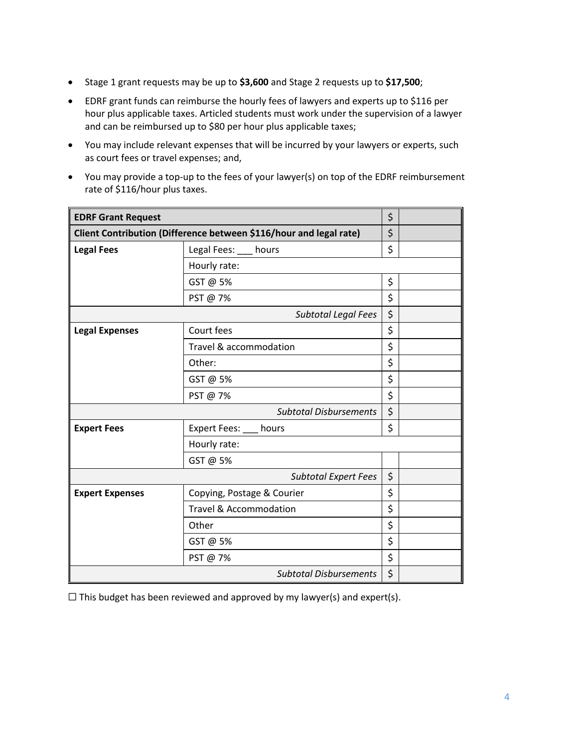- Stage 1 grant requests may be up to **$3,600** and Stage 2 requests up to **$17,500**;
- EDRF grant funds can reimburse the hourly fees of lawyers and experts up to $116 per hour plus applicable taxes. Articled students must work under the supervision of a lawyer and can be reimbursed up to $80 per hour plus applicable taxes;
- You may include relevant expenses that will be incurred by your lawyers or experts, such as court fees or travel expenses; and,
- You may provide a top-up to the fees of your lawyer(s) on top of the EDRF reimbursement rate of $116/hour plus taxes.

| | | | |
|---|---|---|---|
| **EDRF Grant Request** | | $ | |
| **Client Contribution (Difference between $116/hour and legal rate)** | | $ | |
| **Legal Fees** | Legal Fees: ___ hours | $ | |
| | Hourly rate: | | |
| | GST @ 5% | $ | |
| | PST @ 7% | $ | |
| | *Subtotal Legal Fees* | $ | |
| **Legal Expenses** | Court fees | $ | |
| | Travel & accommodation | $ | |
| | Other: | $ | |
| | GST @ 5% | $ | |
| | PST @ 7% | $ | |
| | *Subtotal Disbursements* | $ | |
| **Expert Fees** | Expert Fees: ___ hours | $ | |
| | Hourly rate: | | |
| | GST @ 5% | | |
| | *Subtotal Expert Fees* | $ | |
| **Expert Expenses** | Copying, Postage & Courier | $ | |
| | Travel & Accommodation | $ | |
| | Other | $ | |
| | GST @ 5% | $ | |
| | PST @ 7% | $ | |
| | *Subtotal Disbursements* | $ | |

☐ This budget has been reviewed and approved by my lawyer(s) and expert(s).